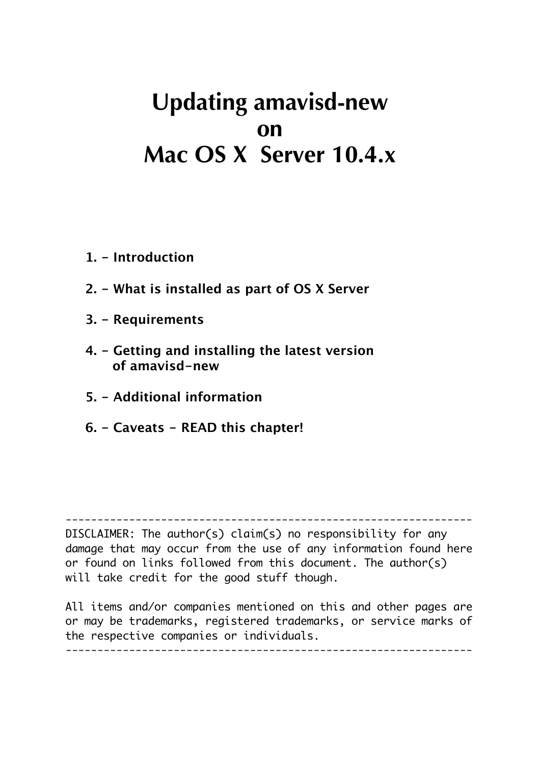# Updating amavisd-new on Mac OS X Server 10.4.x

**1. - Introduction**

**2. - What is installed as part of OS X Server**

**3. - Requirements**

**4. - Getting and installing the latest version of amavisd-new**

**5. - Additional information**

**6. - Caveats - READ this chapter!**

```
---------------------------------------------------------------
DISCLAIMER: The author(s) claim(s) no responsibility for any
damage that may occur from the use of any information found here
or found on links followed from this document. The author(s)
will take credit for the good stuff though.

All items and/or companies mentioned on this and other pages are
or may be trademarks, registered trademarks, or service marks of
the respective companies or individuals.
---------------------------------------------------------------
```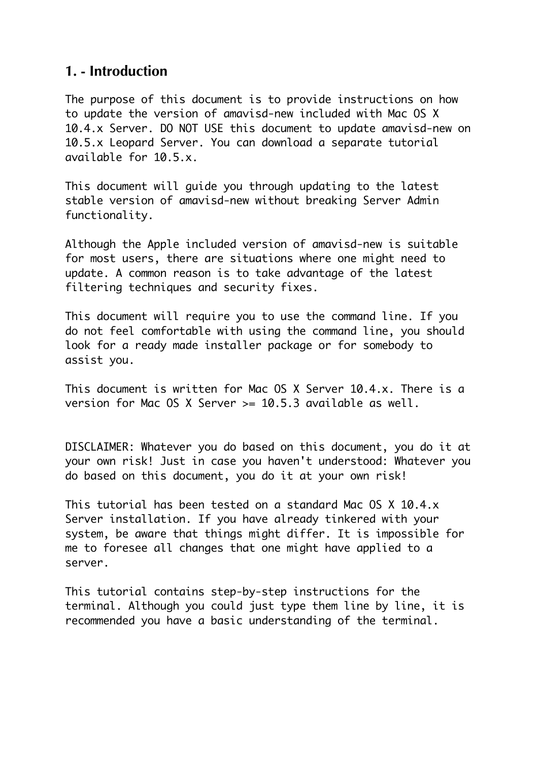## 1. - Introduction

The purpose of this document is to provide instructions on how to update the version of amavisd-new included with Mac OS X 10.4.x Server. DO NOT USE this document to update amavisd-new on 10.5.x Leopard Server. You can download a separate tutorial available for 10.5.x.

This document will guide you through updating to the latest stable version of amavisd-new without breaking Server Admin functionality.

Although the Apple included version of amavisd-new is suitable for most users, there are situations where one might need to update. A common reason is to take advantage of the latest filtering techniques and security fixes.

This document will require you to use the command line. If you do not feel comfortable with using the command line, you should look for a ready made installer package or for somebody to assist you.

This document is written for Mac OS X Server 10.4.x. There is a version for Mac OS X Server >= 10.5.3 available as well.

DISCLAIMER: Whatever you do based on this document, you do it at your own risk! Just in case you haven't understood: Whatever you do based on this document, you do it at your own risk!

This tutorial has been tested on a standard Mac OS X 10.4.x Server installation. If you have already tinkered with your system, be aware that things might differ. It is impossible for me to foresee all changes that one might have applied to a server.

This tutorial contains step-by-step instructions for the terminal. Although you could just type them line by line, it is recommended you have a basic understanding of the terminal.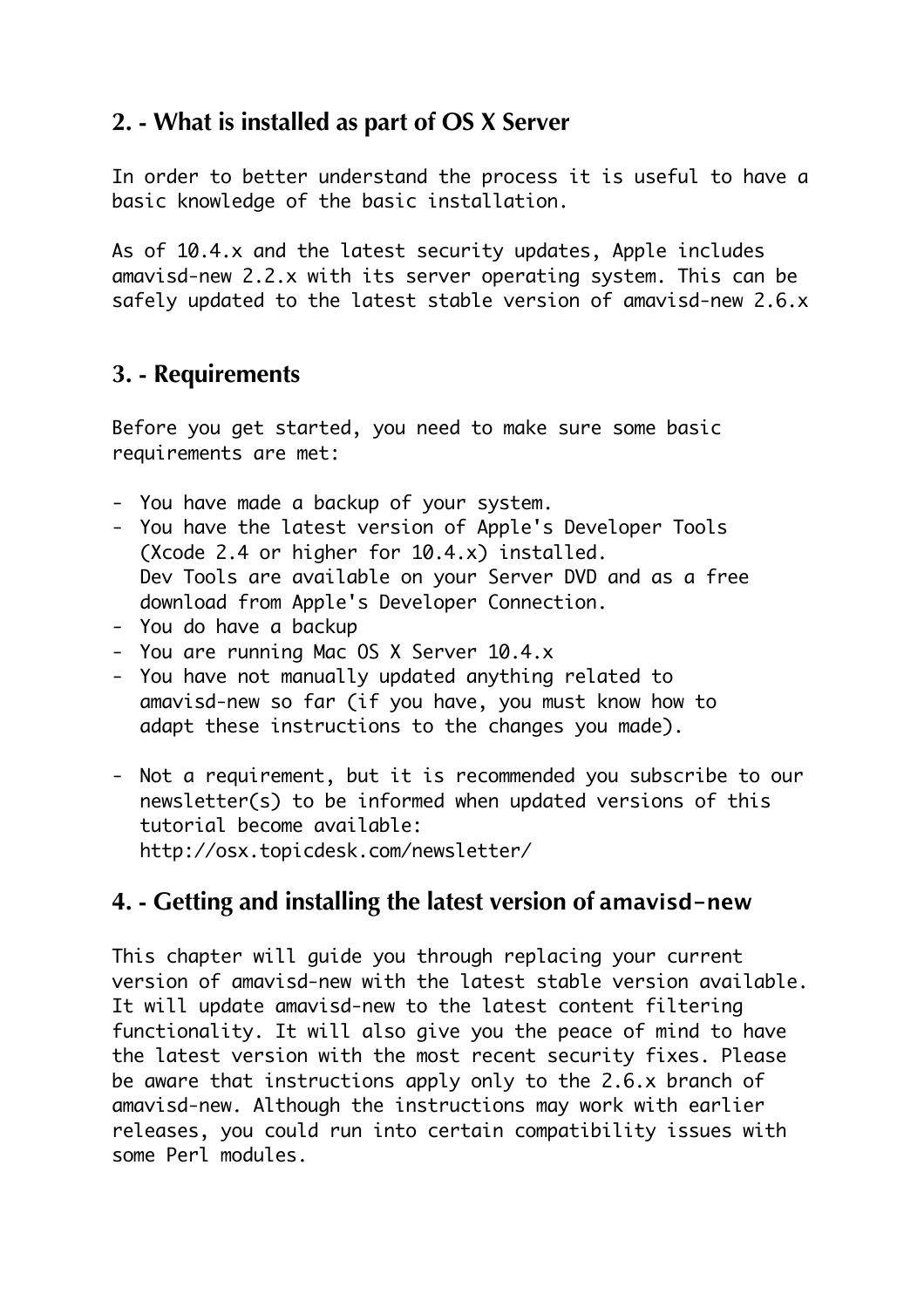## 2. - What is installed as part of OS X Server

In order to better understand the process it is useful to have a basic knowledge of the basic installation.

As of 10.4.x and the latest security updates, Apple includes amavisd-new 2.2.x with its server operating system. This can be safely updated to the latest stable version of amavisd-new 2.6.x

## 3. - Requirements

Before you get started, you need to make sure some basic requirements are met:

- You have made a backup of your system.
- You have the latest version of Apple's Developer Tools (Xcode 2.4 or higher for 10.4.x) installed. Dev Tools are available on your Server DVD and as a free download from Apple's Developer Connection.
- You do have a backup
- You are running Mac OS X Server 10.4.x
- You have not manually updated anything related to amavisd-new so far (if you have, you must know how to adapt these instructions to the changes you made).

- Not a requirement, but it is recommended you subscribe to our newsletter(s) to be informed when updated versions of this tutorial become available: http://osx.topicdesk.com/newsletter/

## 4. - Getting and installing the latest version of amavisd-new

This chapter will guide you through replacing your current version of amavisd-new with the latest stable version available. It will update amavisd-new to the latest content filtering functionality. It will also give you the peace of mind to have the latest version with the most recent security fixes. Please be aware that instructions apply only to the 2.6.x branch of amavisd-new. Although the instructions may work with earlier releases, you could run into certain compatibility issues with some Perl modules.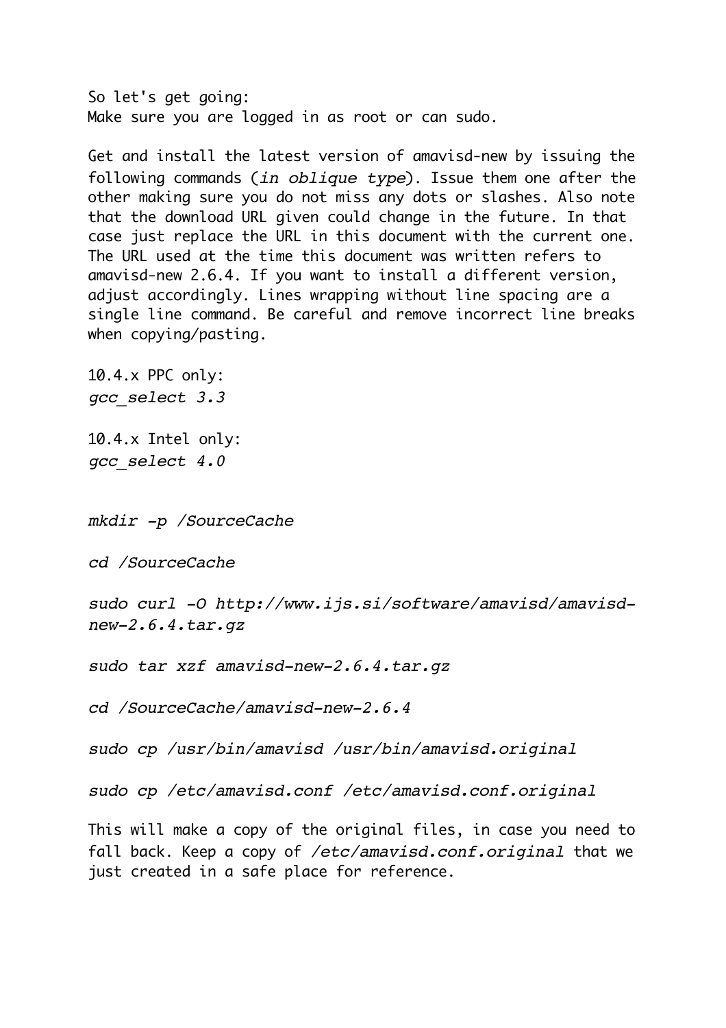So let's get going:
Make sure you are logged in as root or can sudo.

Get and install the latest version of amavisd-new by issuing the following commands (*in oblique type*). Issue them one after the other making sure you do not miss any dots or slashes. Also note that the download URL given could change in the future. In that case just replace the URL in this document with the current one. The URL used at the time this document was written refers to amavisd-new 2.6.4. If you want to install a different version, adjust accordingly. Lines wrapping without line spacing are a single line command. Be careful and remove incorrect line breaks when copying/pasting.

10.4.x PPC only:
*gcc_select 3.3*

10.4.x Intel only:
*gcc_select 4.0*

*mkdir -p /SourceCache*

*cd /SourceCache*

*sudo curl -O http://www.ijs.si/software/amavisd/amavisd-new-2.6.4.tar.gz*

*sudo tar xzf amavisd-new-2.6.4.tar.gz*

*cd /SourceCache/amavisd-new-2.6.4*

*sudo cp /usr/bin/amavisd /usr/bin/amavisd.original*

*sudo cp /etc/amavisd.conf /etc/amavisd.conf.original*

This will make a copy of the original files, in case you need to fall back. Keep a copy of */etc/amavisd.conf.original* that we just created in a safe place for reference.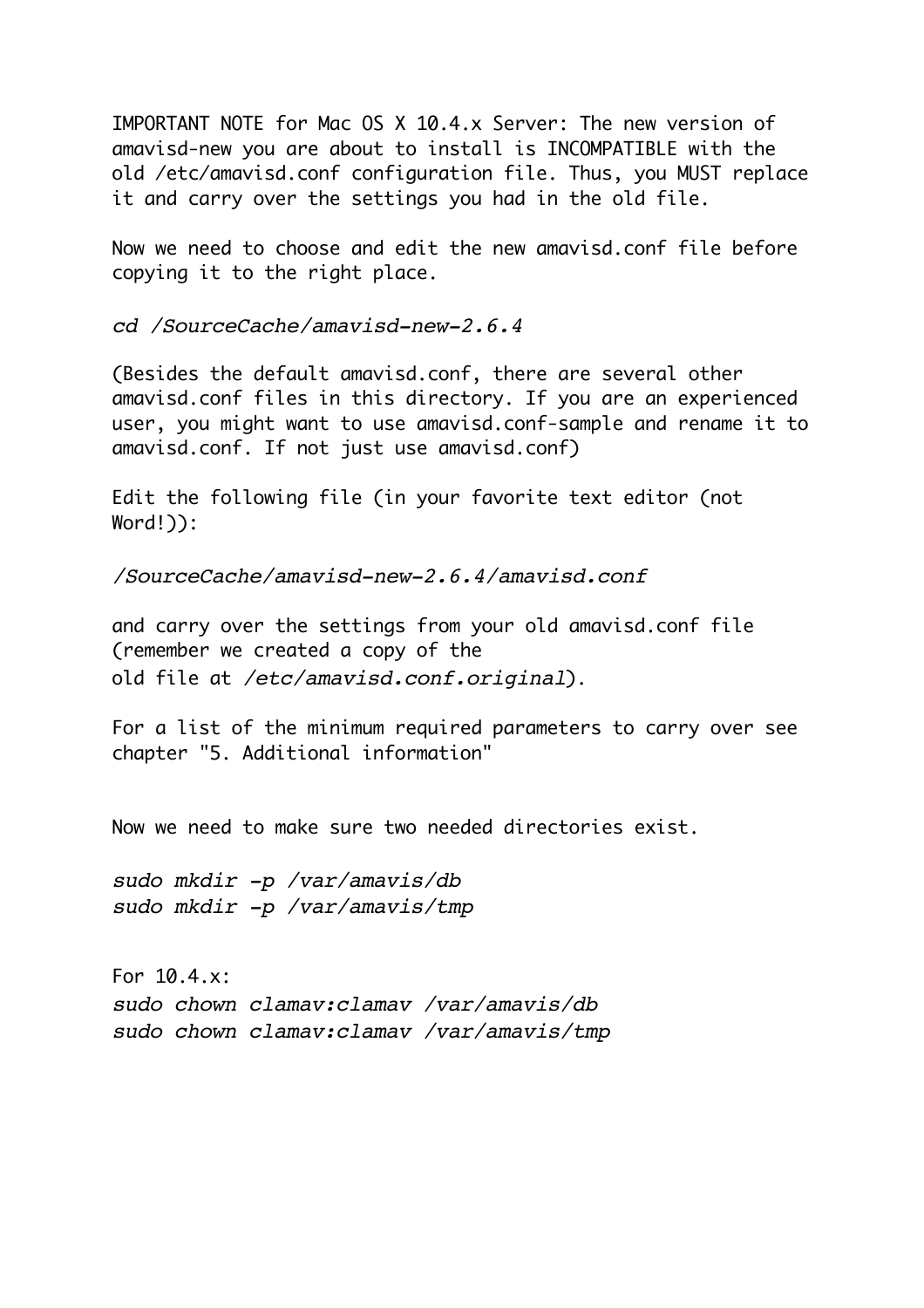IMPORTANT NOTE for Mac OS X 10.4.x Server: The new version of amavisd-new you are about to install is INCOMPATIBLE with the old /etc/amavisd.conf configuration file. Thus, you MUST replace it and carry over the settings you had in the old file.

Now we need to choose and edit the new amavisd.conf file before copying it to the right place.

*cd /SourceCache/amavisd-new-2.6.4*

(Besides the default amavisd.conf, there are several other amavisd.conf files in this directory. If you are an experienced user, you might want to use amavisd.conf-sample and rename it to amavisd.conf. If not just use amavisd.conf)

Edit the following file (in your favorite text editor (not Word!)):

*/SourceCache/amavisd-new-2.6.4/amavisd.conf*

and carry over the settings from your old amavisd.conf file (remember we created a copy of the old file at */etc/amavisd.conf.original*).

For a list of the minimum required parameters to carry over see chapter "5. Additional information"

Now we need to make sure two needed directories exist.

*sudo mkdir -p /var/amavis/db*
*sudo mkdir -p /var/amavis/tmp*

For 10.4.x:
*sudo chown clamav:clamav /var/amavis/db*
*sudo chown clamav:clamav /var/amavis/tmp*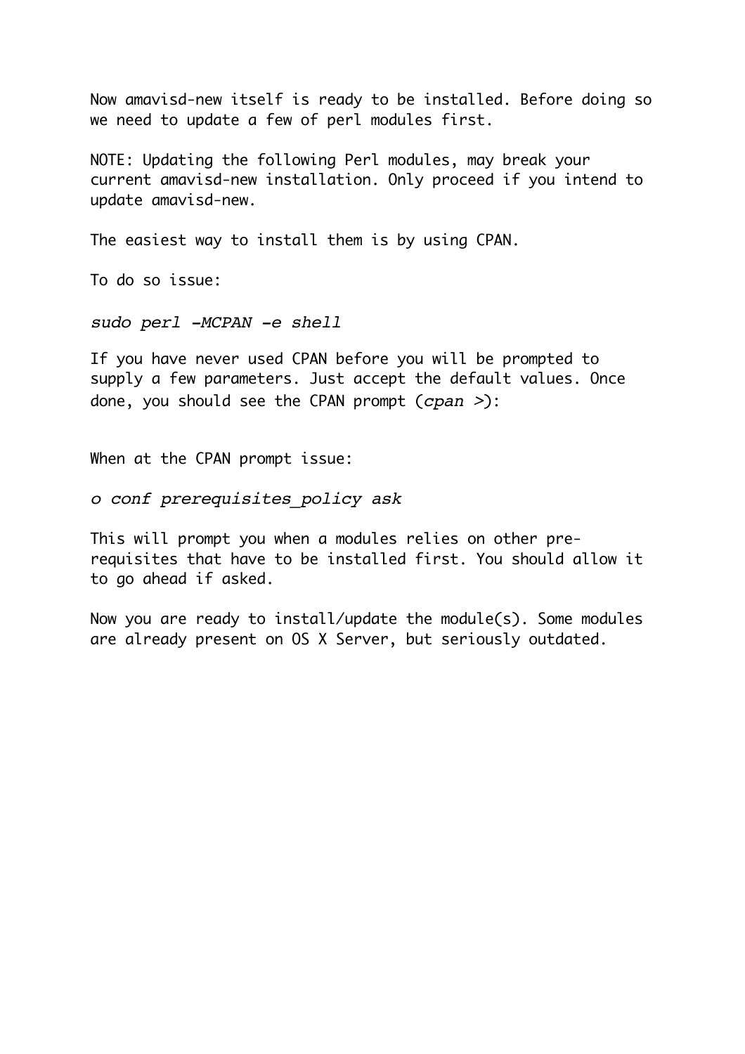Now amavisd-new itself is ready to be installed. Before doing so we need to update a few of perl modules first.

NOTE: Updating the following Perl modules, may break your current amavisd-new installation. Only proceed if you intend to update amavisd-new.

The easiest way to install them is by using CPAN.

To do so issue:

*sudo perl -MCPAN -e shell*

If you have never used CPAN before you will be prompted to supply a few parameters. Just accept the default values. Once done, you should see the CPAN prompt (*cpan >*):

When at the CPAN prompt issue:

*o conf prerequisites_policy ask*

This will prompt you when a modules relies on other pre-requisites that have to be installed first. You should allow it to go ahead if asked.

Now you are ready to install/update the module(s). Some modules are already present on OS X Server, but seriously outdated.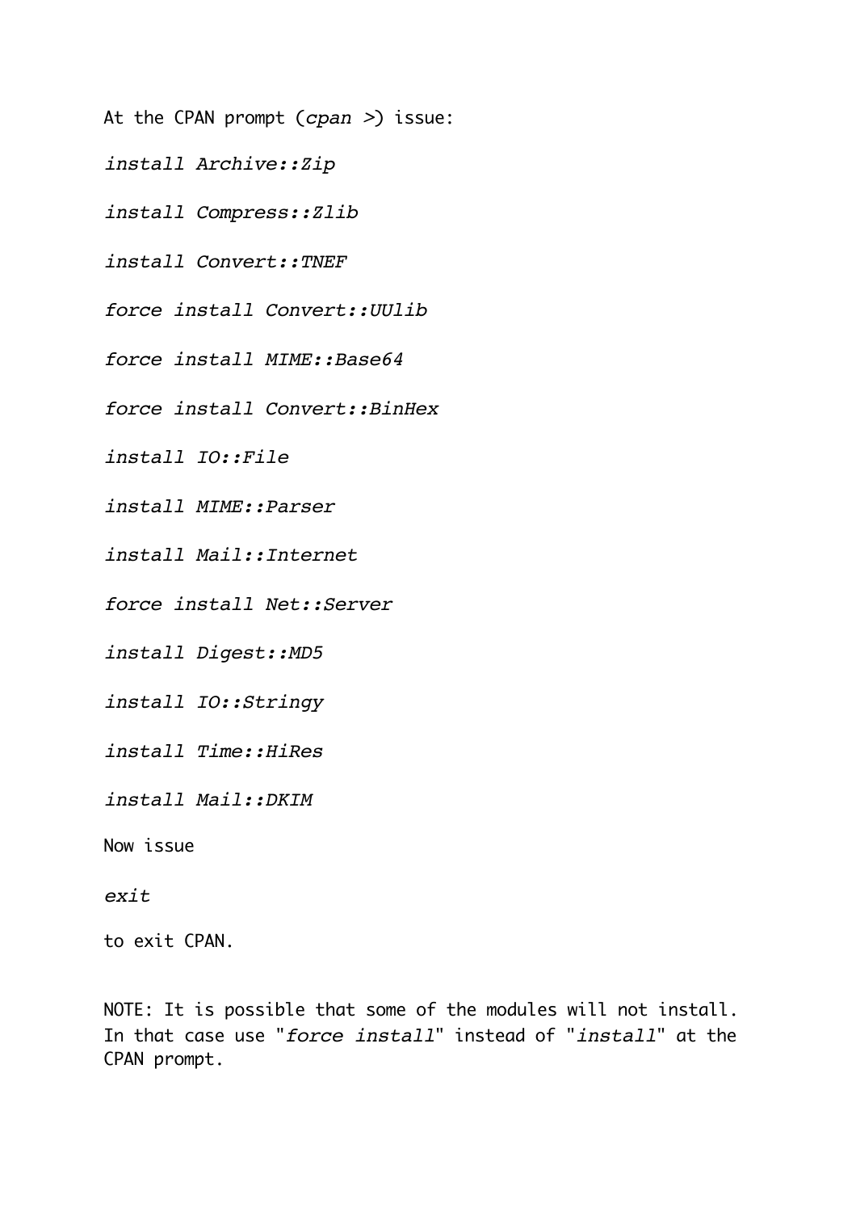At the CPAN prompt (*cpan >*) issue:

*install Archive::Zip*

*install Compress::Zlib*

*install Convert::TNEF*

*force install Convert::UUlib*

*force install MIME::Base64*

*force install Convert::BinHex*

*install IO::File*

*install MIME::Parser*

*install Mail::Internet*

*force install Net::Server*

*install Digest::MD5*

*install IO::Stringy*

*install Time::HiRes*

*install Mail::DKIM*

Now issue

*exit*

to exit CPAN.

NOTE: It is possible that some of the modules will not install. In that case use "*force install*" instead of "*install*" at the CPAN prompt.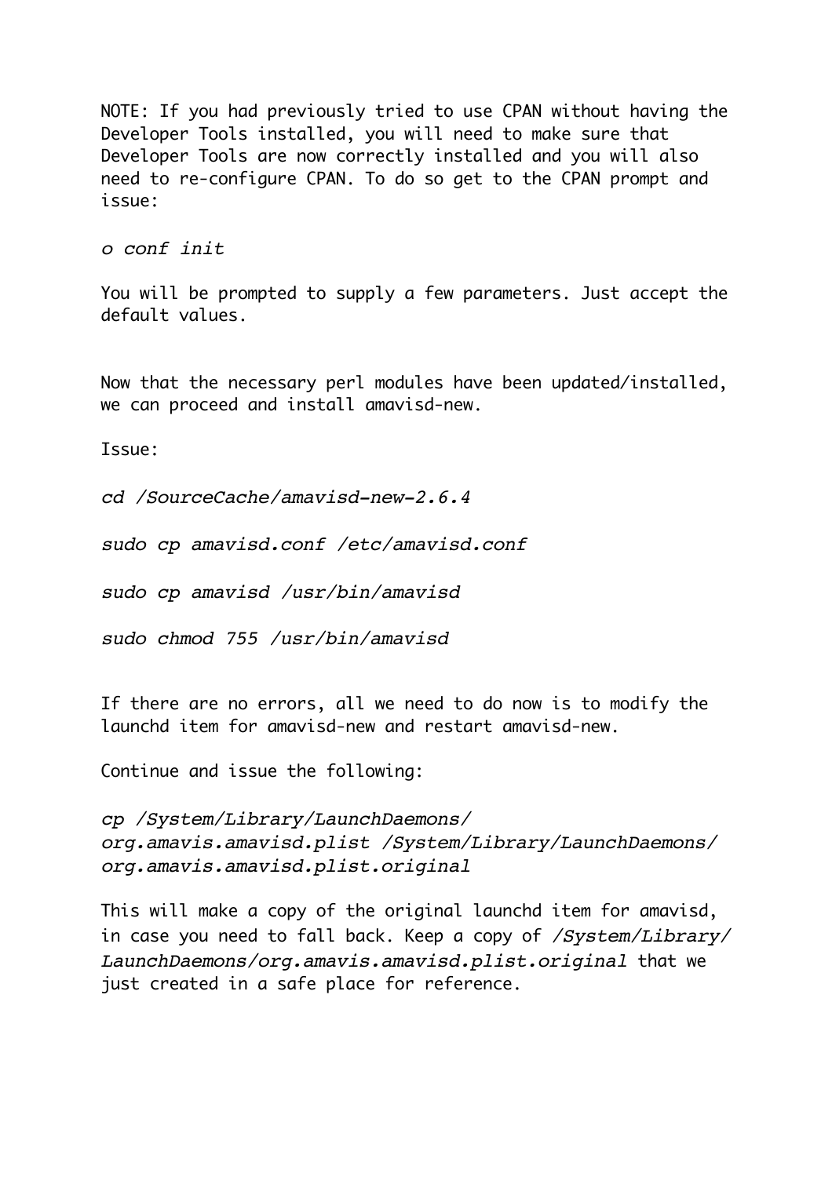NOTE: If you had previously tried to use CPAN without having the Developer Tools installed, you will need to make sure that Developer Tools are now correctly installed and you will also need to re-configure CPAN. To do so get to the CPAN prompt and issue:

```
o conf init
```

You will be prompted to supply a few parameters. Just accept the default values.

Now that the necessary perl modules have been updated/installed, we can proceed and install amavisd-new.

Issue:

```
cd /SourceCache/amavisd-new-2.6.4

sudo cp amavisd.conf /etc/amavisd.conf

sudo cp amavisd /usr/bin/amavisd

sudo chmod 755 /usr/bin/amavisd
```

If there are no errors, all we need to do now is to modify the launchd item for amavisd-new and restart amavisd-new.

Continue and issue the following:

```
cp /System/Library/LaunchDaemons/org.amavis.amavisd.plist /System/Library/LaunchDaemons/org.amavis.amavisd.plist.original
```

This will make a copy of the original launchd item for amavisd, in case you need to fall back. Keep a copy of */System/Library/LaunchDaemons/org.amavis.amavisd.plist.original* that we just created in a safe place for reference.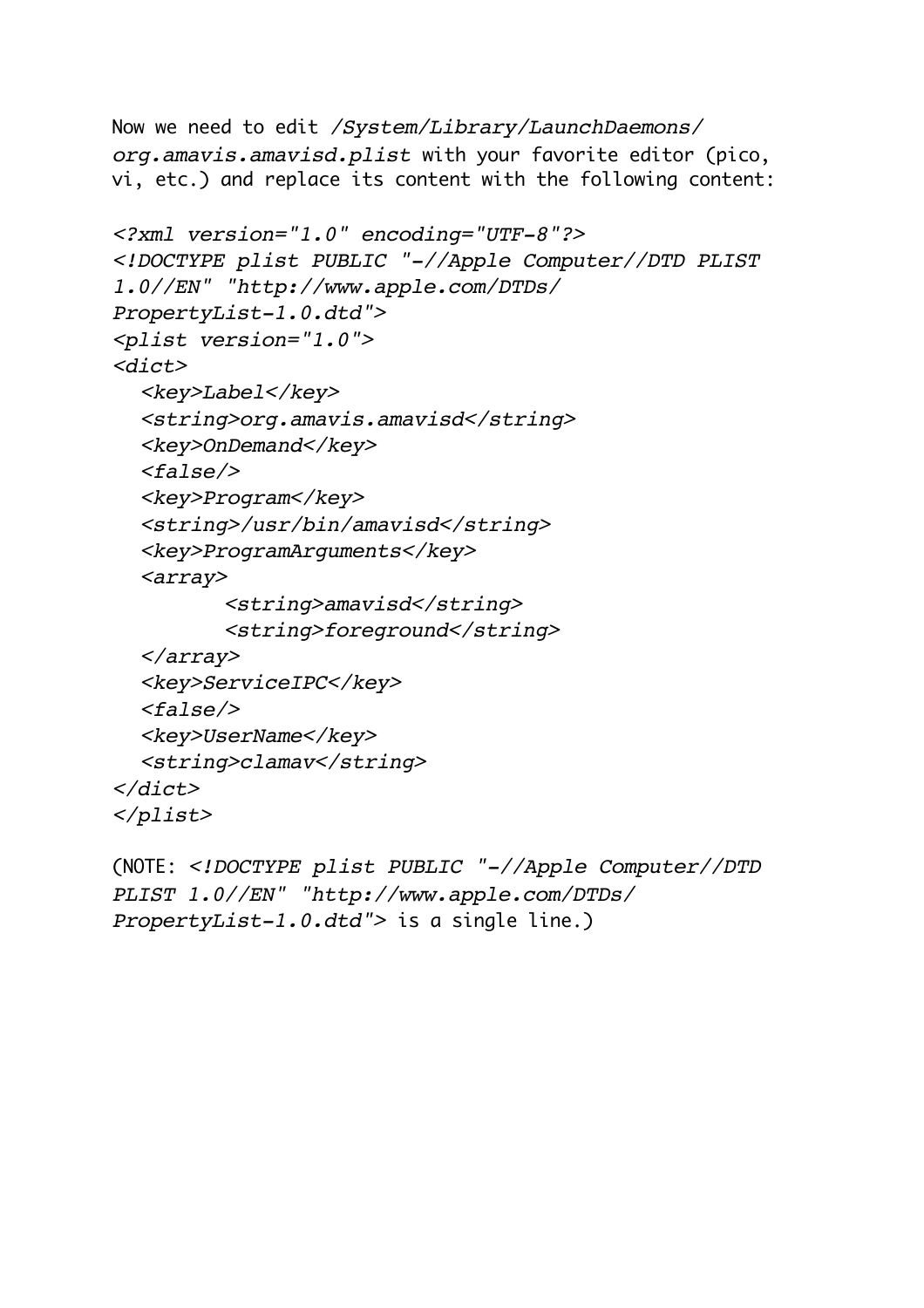Now we need to edit */System/Library/LaunchDaemons/org.amavis.amavisd.plist* with your favorite editor (pico, vi, etc.) and replace its content with the following content:

```
<?xml version="1.0" encoding="UTF-8"?>
<!DOCTYPE plist PUBLIC "-//Apple Computer//DTD PLIST 1.0//EN" "http://www.apple.com/DTDs/PropertyList-1.0.dtd">
<plist version="1.0">
<dict>
  <key>Label</key>
  <string>org.amavis.amavisd</string>
  <key>OnDemand</key>
  <false/>
  <key>Program</key>
  <string>/usr/bin/amavisd</string>
  <key>ProgramArguments</key>
  <array>
        <string>amavisd</string>
        <string>foreground</string>
  </array>
  <key>ServiceIPC</key>
  <false/>
  <key>UserName</key>
  <string>clamav</string>
</dict>
</plist>
```

(NOTE: *<!DOCTYPE plist PUBLIC "-//Apple Computer//DTD PLIST 1.0//EN" "http://www.apple.com/DTDs/PropertyList-1.0.dtd">* is a single line.)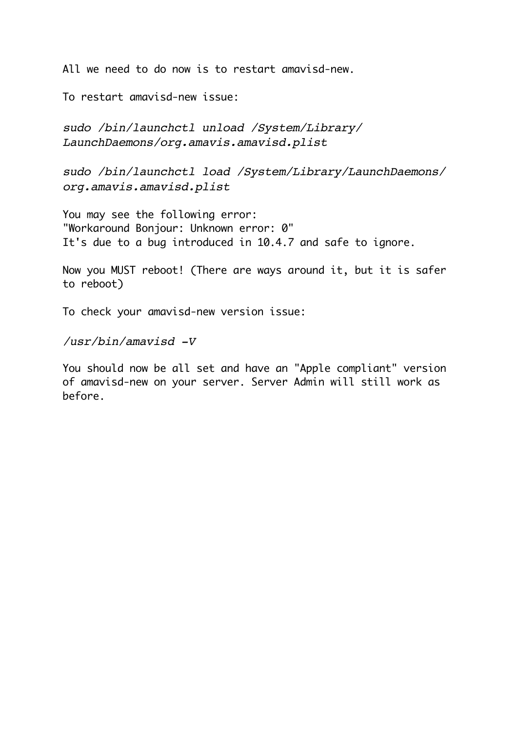All we need to do now is to restart amavisd-new.

To restart amavisd-new issue:

*sudo /bin/launchctl unload /System/Library/LaunchDaemons/org.amavis.amavisd.plist*

*sudo /bin/launchctl load /System/Library/LaunchDaemons/org.amavis.amavisd.plist*

You may see the following error:
"Workaround Bonjour: Unknown error: 0"
It's due to a bug introduced in 10.4.7 and safe to ignore.

Now you MUST reboot! (There are ways around it, but it is safer to reboot)

To check your amavisd-new version issue:

*/usr/bin/amavisd -V*

You should now be all set and have an "Apple compliant" version of amavisd-new on your server. Server Admin will still work as before.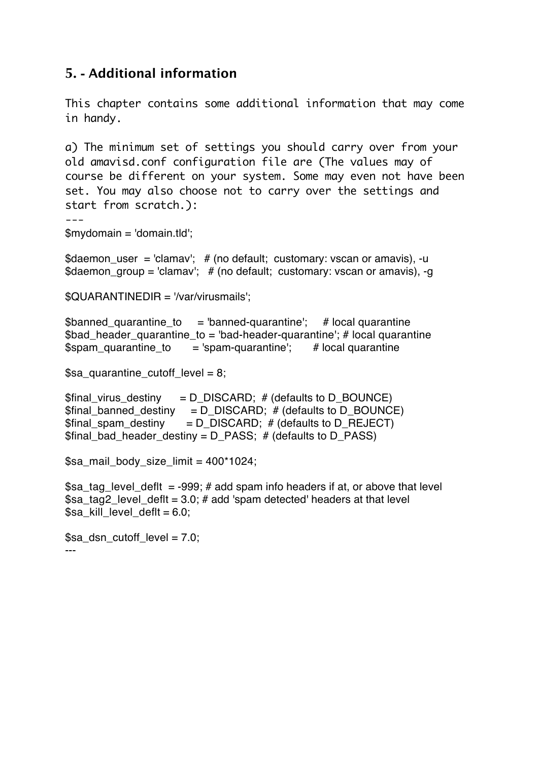## 5. - Additional information

This chapter contains some additional information that may come in handy.

a) The minimum set of settings you should carry over from your old amavisd.conf configuration file are (The values may of course be different on your system. Some may even not have been set. You may also choose not to carry over the settings and start from scratch.):

```
---
$mydomain = 'domain.tld';

$daemon_user  = 'clamav';   # (no default;  customary: vscan or amavis), -u
$daemon_group = 'clamav';   # (no default;  customary: vscan or amavis), -g

$QUARANTINEDIR = '/var/virusmails';

$banned_quarantine_to     = 'banned-quarantine';     # local quarantine
$bad_header_quarantine_to = 'bad-header-quarantine'; # local quarantine
$spam_quarantine_to       = 'spam-quarantine';       # local quarantine

$sa_quarantine_cutoff_level = 8;

$final_virus_destiny      = D_DISCARD;  # (defaults to D_BOUNCE)
$final_banned_destiny     = D_DISCARD;  # (defaults to D_BOUNCE)
$final_spam_destiny       = D_DISCARD;  # (defaults to D_REJECT)
$final_bad_header_destiny = D_PASS;  # (defaults to D_PASS)

$sa_mail_body_size_limit = 400*1024;

$sa_tag_level_deflt  = -999; # add spam info headers if at, or above that level
$sa_tag2_level_deflt = 3.0; # add 'spam detected' headers at that level
$sa_kill_level_deflt = 6.0;

$sa_dsn_cutoff_level = 7.0;
---
```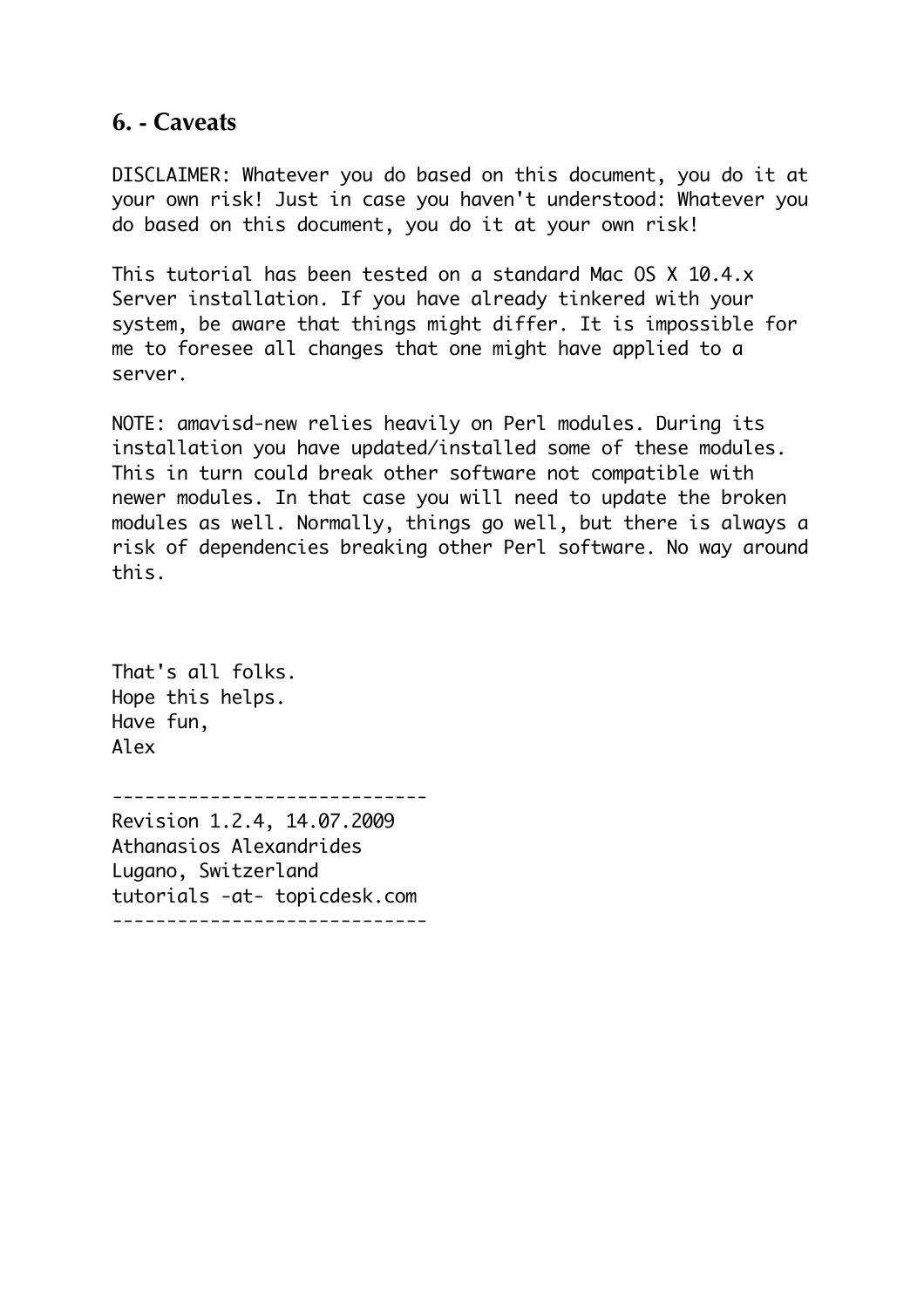## 6. - Caveats

DISCLAIMER: Whatever you do based on this document, you do it at your own risk! Just in case you haven't understood: Whatever you do based on this document, you do it at your own risk!

This tutorial has been tested on a standard Mac OS X 10.4.x Server installation. If you have already tinkered with your system, be aware that things might differ. It is impossible for me to foresee all changes that one might have applied to a server.

NOTE: amavisd-new relies heavily on Perl modules. During its installation you have updated/installed some of these modules. This in turn could break other software not compatible with newer modules. In that case you will need to update the broken modules as well. Normally, things go well, but there is always a risk of dependencies breaking other Perl software. No way around this.

That's all folks.  
Hope this helps.  
Have fun,  
Alex

-----------------------------  
Revision 1.2.4, 14.07.2009  
Athanasios Alexandrides  
Lugano, Switzerland  
tutorials -at- topicdesk.com  
-----------------------------